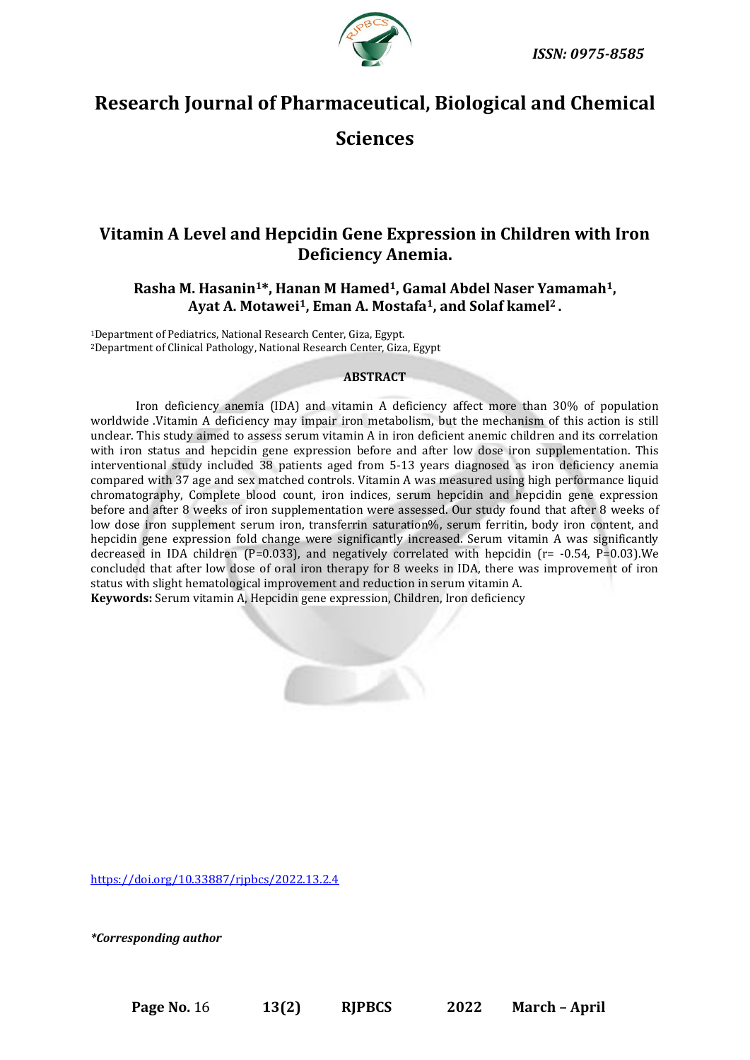# Research Journal of Pharmaceutical, Biological and Chemical Sciences

## Vitamin A Level and Hepcidin Gene Expression in Children with Iron Deficiency Anemia.

**Rasha M. Hasanin[1]*, Hanan M Hamed[1], Gamal Abdel Naser Yamamah[1], Ayat A. Motawei[1], Eman A. Mostafa[1], and Solaf kamel[2] .**

[1]Department of Pediatrics, National Research Center, Giza, Egypt.
[2]Department of Clinical Pathology, National Research Center, Giza, Egypt

### ABSTRACT

Iron deficiency anemia (IDA) and vitamin A deficiency affect more than 30% of population worldwide .Vitamin A deficiency may impair iron metabolism, but the mechanism of this action is still unclear. This study aimed to assess serum vitamin A in iron deficient anemic children and its correlation with iron status and hepcidin gene expression before and after low dose iron supplementation. This interventional study included 38 patients aged from 5-13 years diagnosed as iron deficiency anemia compared with 37 age and sex matched controls. Vitamin A was measured using high performance liquid chromatography, Complete blood count, iron indices, serum hepcidin and hepcidin gene expression before and after 8 weeks of iron supplementation were assessed. Our study found that after 8 weeks of low dose iron supplement serum iron, transferrin saturation%, serum ferritin, body iron content, and hepcidin gene expression fold change were significantly increased. Serum vitamin A was significantly decreased in IDA children ($P=0.033$), and negatively correlated with hepcidin ($r= -0.54$, $P=0.03$).We concluded that after low dose of oral iron therapy for 8 weeks in IDA, there was improvement of iron status with slight hematological improvement and reduction in serum vitamin A.

**Keywords:** Serum vitamin A, Hepcidin gene expression, Children, Iron deficiency

https://doi.org/10.33887/rjpbcs/2022.13.2.4

*\*Corresponding author*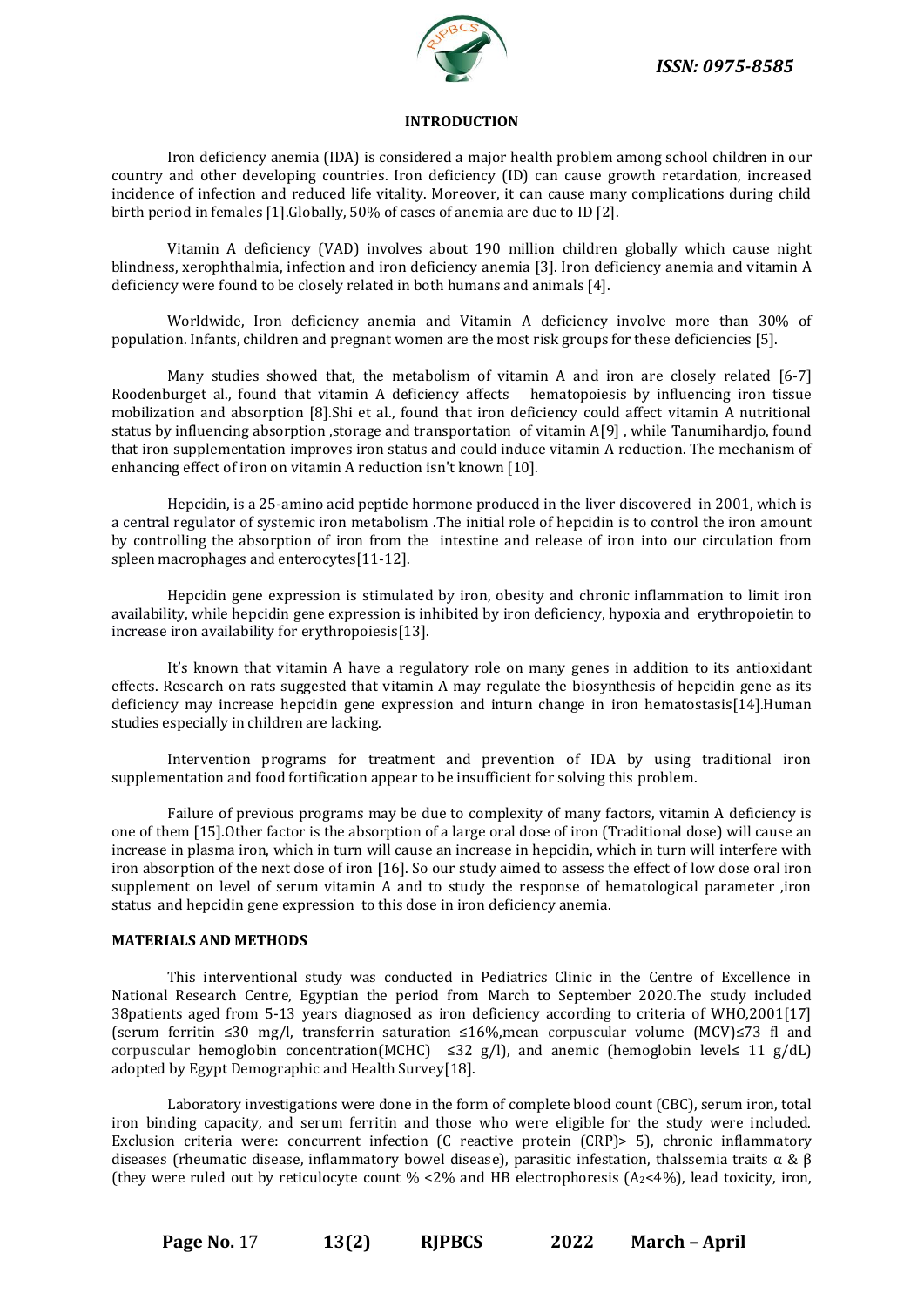## INTRODUCTION

Iron deficiency anemia (IDA) is considered a major health problem among school children in our country and other developing countries. Iron deficiency (ID) can cause growth retardation, increased incidence of infection and reduced life vitality. Moreover, it can cause many complications during child birth period in females [1].Globally, 50% of cases of anemia are due to ID [2].

Vitamin A deficiency (VAD) involves about 190 million children globally which cause night blindness, xerophthalmia, infection and iron deficiency anemia [3]. Iron deficiency anemia and vitamin A deficiency were found to be closely related in both humans and animals [4].

Worldwide, Iron deficiency anemia and Vitamin A deficiency involve more than 30% of population. Infants, children and pregnant women are the most risk groups for these deficiencies [5].

Many studies showed that, the metabolism of vitamin A and iron are closely related [6-7] Roodenburget al., found that vitamin A deficiency affects hematopoiesis by influencing iron tissue mobilization and absorption [8].Shi et al., found that iron deficiency could affect vitamin A nutritional status by influencing absorption ,storage and transportation of vitamin A[9] , while Tanumihardjo, found that iron supplementation improves iron status and could induce vitamin A reduction. The mechanism of enhancing effect of iron on vitamin A reduction isn't known [10].

Hepcidin, is a 25-amino acid peptide hormone produced in the liver discovered in 2001, which is a central regulator of systemic iron metabolism .The initial role of hepcidin is to control the iron amount by controlling the absorption of iron from the intestine and release of iron into our circulation from spleen macrophages and enterocytes[11-12].

Hepcidin gene expression is stimulated by iron, obesity and chronic inflammation to limit iron availability, while hepcidin gene expression is inhibited by iron deficiency, hypoxia and erythropoietin to increase iron availability for erythropoiesis[13].

It's known that vitamin A have a regulatory role on many genes in addition to its antioxidant effects. Research on rats suggested that vitamin A may regulate the biosynthesis of hepcidin gene as its deficiency may increase hepcidin gene expression and inturn change in iron hematostasis[14].Human studies especially in children are lacking.

Intervention programs for treatment and prevention of IDA by using traditional iron supplementation and food fortification appear to be insufficient for solving this problem.

Failure of previous programs may be due to complexity of many factors, vitamin A deficiency is one of them [15].Other factor is the absorption of a large oral dose of iron (Traditional dose) will cause an increase in plasma iron, which in turn will cause an increase in hepcidin, which in turn will interfere with iron absorption of the next dose of iron [16]. So our study aimed to assess the effect of low dose oral iron supplement on level of serum vitamin A and to study the response of hematological parameter ,iron status and hepcidin gene expression to this dose in iron deficiency anemia.

## MATERIALS AND METHODS

This interventional study was conducted in Pediatrics Clinic in the Centre of Excellence in National Research Centre, Egyptian the period from March to September 2020.The study included 38patients aged from 5-13 years diagnosed as iron deficiency according to criteria of WHO,2001[17] (serum ferritin ≤30 mg/l, transferrin saturation ≤16%,mean corpuscular volume (MCV)≤73 fl and corpuscular hemoglobin concentration(MCHC) ≤32 g/l), and anemic (hemoglobin level≤ 11 g/dL) adopted by Egypt Demographic and Health Survey[18].

Laboratory investigations were done in the form of complete blood count (CBC), serum iron, total iron binding capacity, and serum ferritin and those who were eligible for the study were included. Exclusion criteria were: concurrent infection (C reactive protein (CRP)> 5), chronic inflammatory diseases (rheumatic disease, inflammatory bowel disease), parasitic infestation, thalssemia traits α & β (they were ruled out by reticulocyte count % <2% and HB electrophoresis ($A_2$<4%), lead toxicity, iron,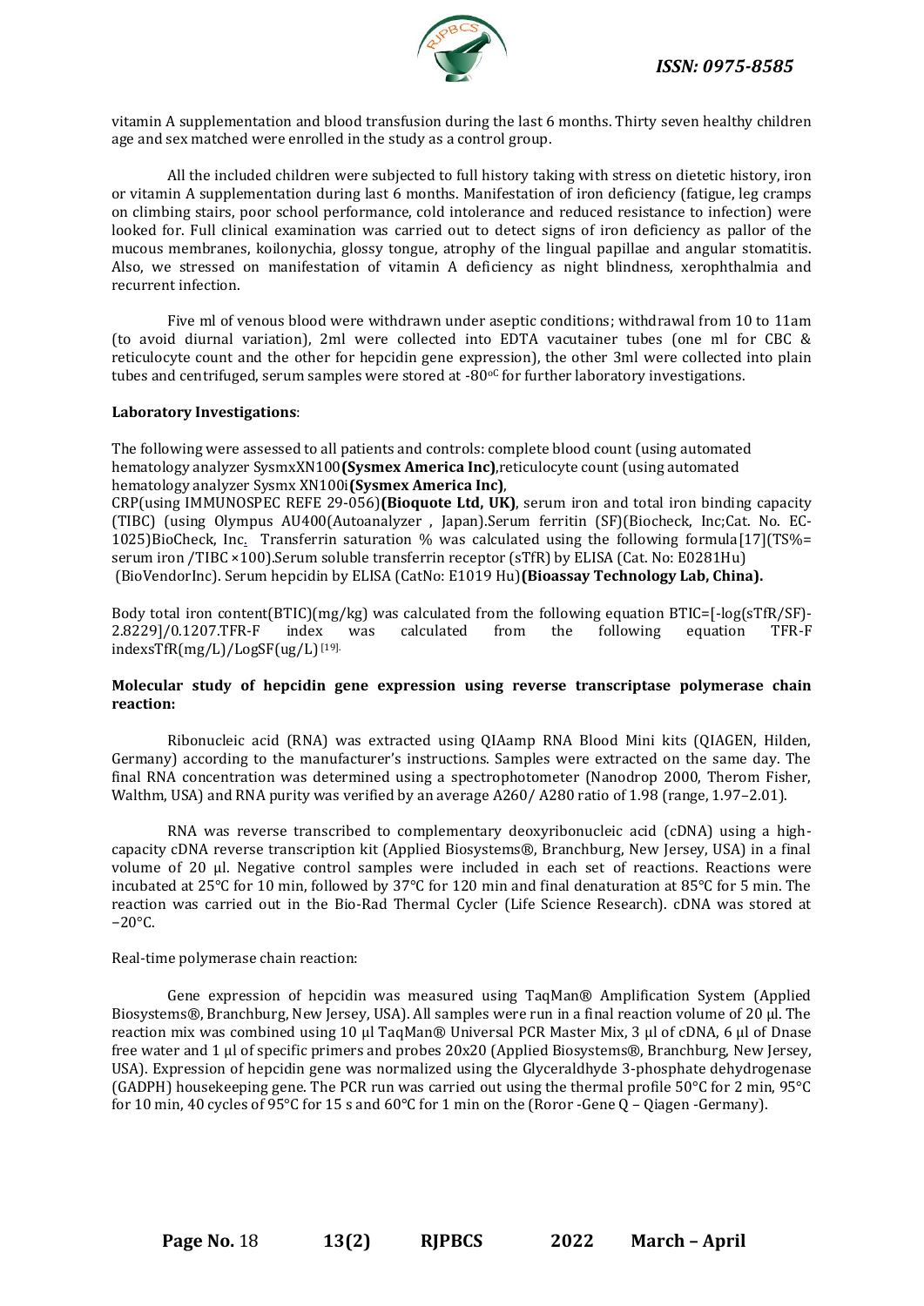vitamin A supplementation and blood transfusion during the last 6 months. Thirty seven healthy children age and sex matched were enrolled in the study as a control group.

All the included children were subjected to full history taking with stress on dietetic history, iron or vitamin A supplementation during last 6 months. Manifestation of iron deficiency (fatigue, leg cramps on climbing stairs, poor school performance, cold intolerance and reduced resistance to infection) were looked for. Full clinical examination was carried out to detect signs of iron deficiency as pallor of the mucous membranes, koilonychia, glossy tongue, atrophy of the lingual papillae and angular stomatitis. Also, we stressed on manifestation of vitamin A deficiency as night blindness, xerophthalmia and recurrent infection.

Five ml of venous blood were withdrawn under aseptic conditions; withdrawal from 10 to 11am (to avoid diurnal variation), 2ml were collected into EDTA vacutainer tubes (one ml for CBC & reticulocyte count and the other for hepcidin gene expression), the other 3ml were collected into plain tubes and centrifuged, serum samples were stored at -80$^{oC}$ for further laboratory investigations.

**Laboratory Investigations**:

The following were assessed to all patients and controls: complete blood count (using automated hematology analyzer SysmxXN100**(Sysmex America Inc)**,reticulocyte count (using automated hematology analyzer Sysmx XN100i**(Sysmex America Inc)**,
CRP(using IMMUNOSPEC REFE 29-056)**(Bioquote Ltd, UK)**, serum iron and total iron binding capacity (TIBC) (using Olympus AU400(Autoanalyzer , Japan).Serum ferritin (SF)(Biocheck, Inc;Cat. No. EC-1025)BioCheck, Inc. Transferrin saturation % was calculated using the following formula[17](TS%= serum iron /TIBC ×100).Serum soluble transferrin receptor (sTfR) by ELISA (Cat. No: E0281Hu) (BioVendorInc). Serum hepcidin by ELISA (CatNo: E1019 Hu)**(Bioassay Technology Lab, China).**

Body total iron content(BTIC)(mg/kg) was calculated from the following equation BTIC=[-log(sTfR/SF)-2.8229]/0.1207.TFR-F index was calculated from the following equation TFR-F indexsTfR(mg/L)/LogSF(ug/L)[19].

**Molecular study of hepcidin gene expression using reverse transcriptase polymerase chain reaction:**

Ribonucleic acid (RNA) was extracted using QIAamp RNA Blood Mini kits (QIAGEN, Hilden, Germany) according to the manufacturer's instructions. Samples were extracted on the same day. The final RNA concentration was determined using a spectrophotometer (Nanodrop 2000, Therom Fisher, Walthm, USA) and RNA purity was verified by an average A260/ A280 ratio of 1.98 (range, 1.97–2.01).

RNA was reverse transcribed to complementary deoxyribonucleic acid (cDNA) using a high-capacity cDNA reverse transcription kit (Applied Biosystems®, Branchburg, New Jersey, USA) in a final volume of 20 µl. Negative control samples were included in each set of reactions. Reactions were incubated at 25°C for 10 min, followed by 37°C for 120 min and final denaturation at 85°C for 5 min. The reaction was carried out in the Bio-Rad Thermal Cycler (Life Science Research). cDNA was stored at −20°C.

Real-time polymerase chain reaction:

Gene expression of hepcidin was measured using TaqMan® Amplification System (Applied Biosystems®, Branchburg, New Jersey, USA). All samples were run in a final reaction volume of 20 µl. The reaction mix was combined using 10 µl TaqMan® Universal PCR Master Mix, 3 µl of cDNA, 6 µl of Dnase free water and 1 µl of specific primers and probes 20x20 (Applied Biosystems®, Branchburg, New Jersey, USA). Expression of hepcidin gene was normalized using the Glyceraldhyde 3-phosphate dehydrogenase (GADPH) housekeeping gene. The PCR run was carried out using the thermal profile 50°C for 2 min, 95°C for 10 min, 40 cycles of 95°C for 15 s and 60°C for 1 min on the (Roror -Gene Q – Qiagen -Germany).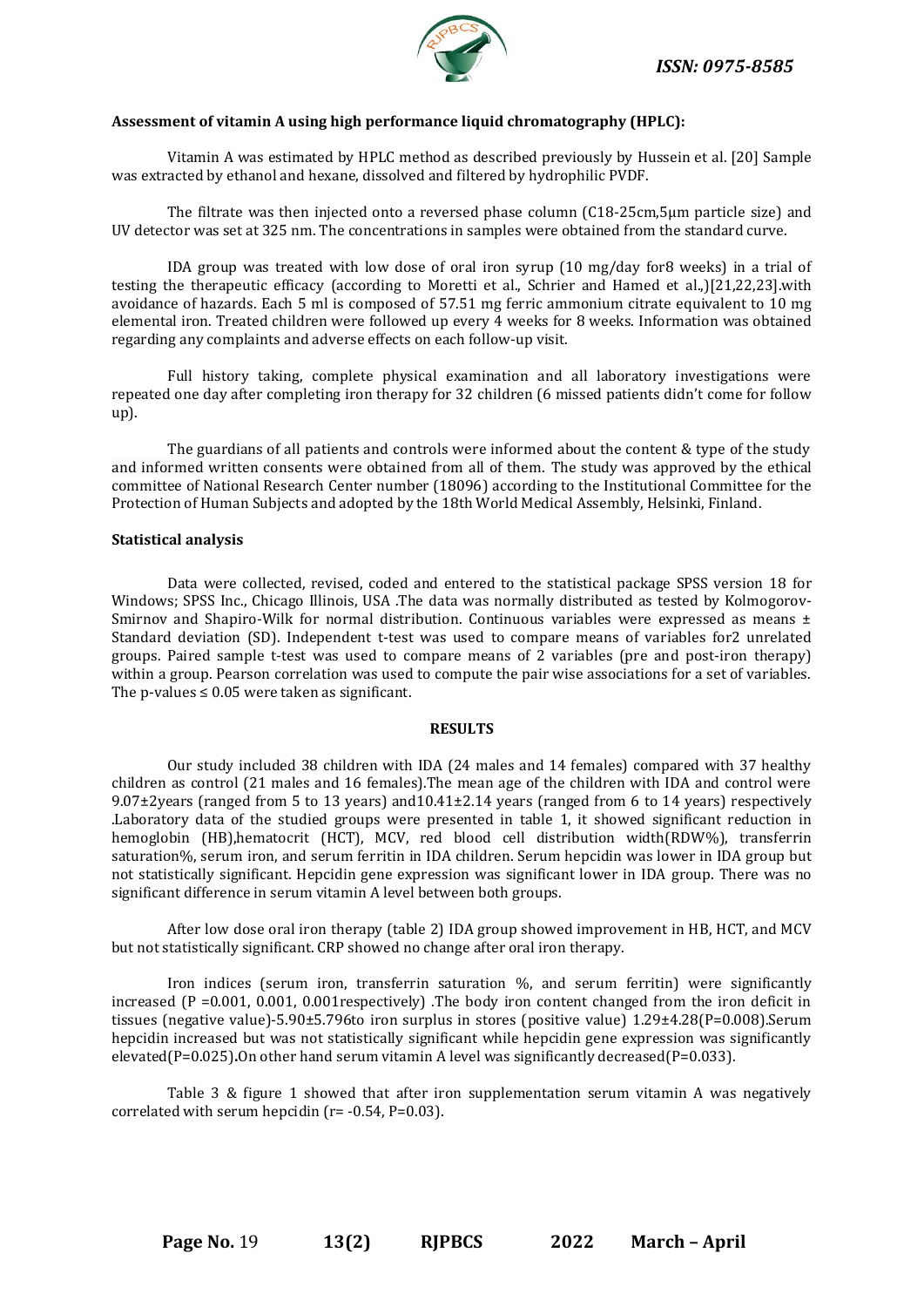**Assessment of vitamin A using high performance liquid chromatography (HPLC):**

Vitamin A was estimated by HPLC method as described previously by Hussein et al. [20] Sample was extracted by ethanol and hexane, dissolved and filtered by hydrophilic PVDF.

The filtrate was then injected onto a reversed phase column (C18-25cm,5μm particle size) and UV detector was set at 325 nm. The concentrations in samples were obtained from the standard curve.

IDA group was treated with low dose of oral iron syrup (10 mg/day for8 weeks) in a trial of testing the therapeutic efficacy (according to Moretti et al., Schrier and Hamed et al.,)[21,22,23].with avoidance of hazards. Each 5 ml is composed of 57.51 mg ferric ammonium citrate equivalent to 10 mg elemental iron. Treated children were followed up every 4 weeks for 8 weeks. Information was obtained regarding any complaints and adverse effects on each follow-up visit.

Full history taking, complete physical examination and all laboratory investigations were repeated one day after completing iron therapy for 32 children (6 missed patients didn't come for follow up).

The guardians of all patients and controls were informed about the content & type of the study and informed written consents were obtained from all of them. The study was approved by the ethical committee of National Research Center number (18096) according to the Institutional Committee for the Protection of Human Subjects and adopted by the 18th World Medical Assembly, Helsinki, Finland.

**Statistical analysis**

Data were collected, revised, coded and entered to the statistical package SPSS version 18 for Windows; SPSS Inc., Chicago Illinois, USA .The data was normally distributed as tested by Kolmogorov-Smirnov and Shapiro-Wilk for normal distribution. Continuous variables were expressed as means ± Standard deviation (SD). Independent t-test was used to compare means of variables for2 unrelated groups. Paired sample t-test was used to compare means of 2 variables (pre and post-iron therapy) within a group. Pearson correlation was used to compute the pair wise associations for a set of variables. The p-values ≤ 0.05 were taken as significant.

## RESULTS

Our study included 38 children with IDA (24 males and 14 females) compared with 37 healthy children as control (21 males and 16 females).The mean age of the children with IDA and control were 9.07±2years (ranged from 5 to 13 years) and10.41±2.14 years (ranged from 6 to 14 years) respectively .Laboratory data of the studied groups were presented in table 1, it showed significant reduction in hemoglobin (HB),hematocrit (HCT), MCV, red blood cell distribution width(RDW%), transferrin saturation%, serum iron, and serum ferritin in IDA children. Serum hepcidin was lower in IDA group but not statistically significant. Hepcidin gene expression was significant lower in IDA group. There was no significant difference in serum vitamin A level between both groups.

After low dose oral iron therapy (table 2) IDA group showed improvement in HB, HCT, and MCV but not statistically significant. CRP showed no change after oral iron therapy.

Iron indices (serum iron, transferrin saturation %, and serum ferritin) were significantly increased (P =0.001, 0.001, 0.001respectively) .The body iron content changed from the iron deficit in tissues (negative value)-5.90±5.796to iron surplus in stores (positive value) 1.29±4.28(P=0.008).Serum hepcidin increased but was not statistically significant while hepcidin gene expression was significantly elevated(P=0.025)**.**On other hand serum vitamin A level was significantly decreased(P=0.033).

Table 3 & figure 1 showed that after iron supplementation serum vitamin A was negatively correlated with serum hepcidin (r= -0.54, P=0.03).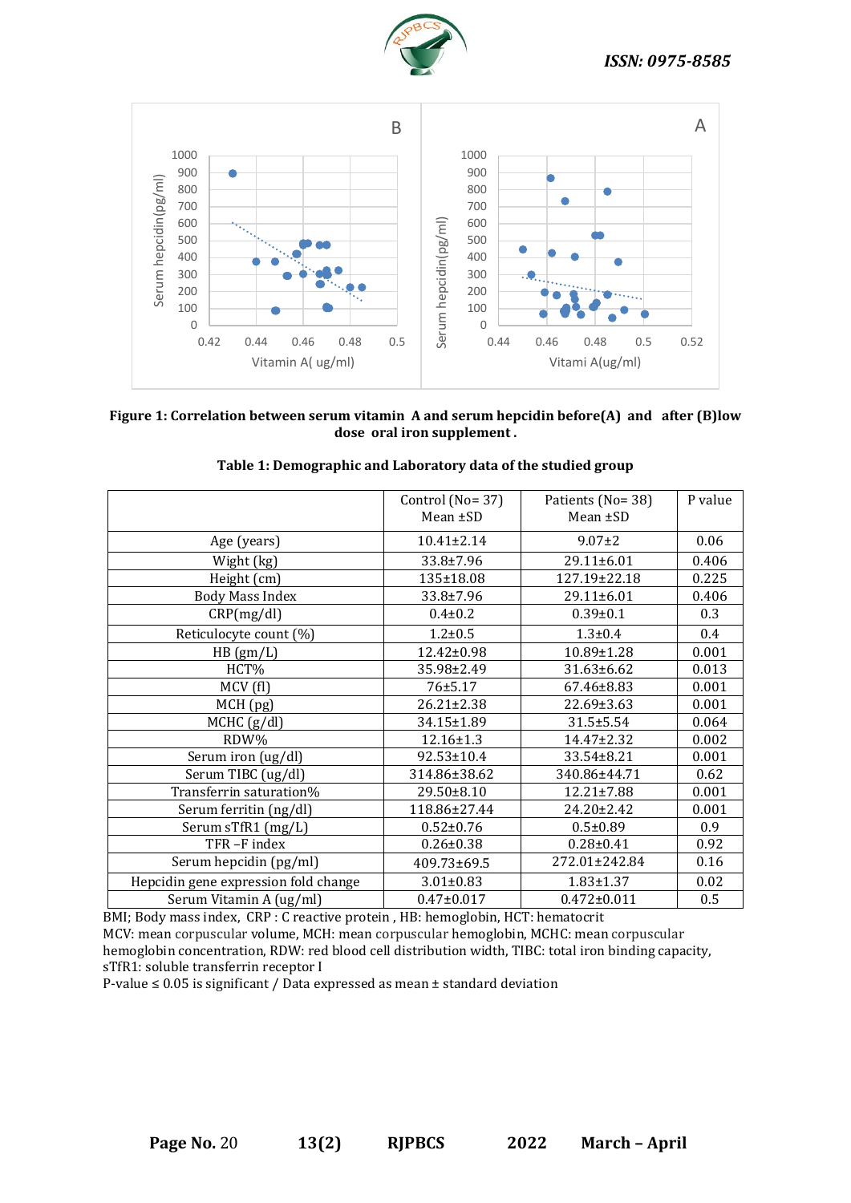**Figure 1: Correlation between serum vitamin A and serum hepcidin before(A) and after (B)low dose oral iron supplement .**

**Table 1: Demographic and Laboratory data of the studied group**

| | Control (No= 37) Mean ±SD | Patients (No= 38) Mean ±SD | P value |
|---|---|---|---|
| Age (years) | 10.41±2.14 | 9.07±2 | 0.06 |
| Wight (kg) | 33.8±7.96 | 29.11±6.01 | 0.406 |
| Height (cm) | 135±18.08 | 127.19±22.18 | 0.225 |
| Body Mass Index | 33.8±7.96 | 29.11±6.01 | 0.406 |
| CRP(mg/dl) | 0.4±0.2 | 0.39±0.1 | 0.3 |
| Reticulocyte count (%) | 1.2±0.5 | 1.3±0.4 | 0.4 |
| HB (gm/L) | 12.42±0.98 | 10.89±1.28 | 0.001 |
| HCT% | 35.98±2.49 | 31.63±6.62 | 0.013 |
| MCV (fl) | 76±5.17 | 67.46±8.83 | 0.001 |
| MCH (pg) | 26.21±2.38 | 22.69±3.63 | 0.001 |
| MCHC (g/dl) | 34.15±1.89 | 31.5±5.54 | 0.064 |
| RDW% | 12.16±1.3 | 14.47±2.32 | 0.002 |
| Serum iron (ug/dl) | 92.53±10.4 | 33.54±8.21 | 0.001 |
| Serum TIBC (ug/dl) | 314.86±38.62 | 340.86±44.71 | 0.62 |
| Transferrin saturation% | 29.50±8.10 | 12.21±7.88 | 0.001 |
| Serum ferritin (ng/dl) | 118.86±27.44 | 24.20±2.42 | 0.001 |
| Serum sTfR1 (mg/L) | 0.52±0.76 | 0.5±0.89 | 0.9 |
| TFR –F index | 0.26±0.38 | 0.28±0.41 | 0.92 |
| Serum hepcidin (pg/ml) | 409.73±69.5 | 272.01±242.84 | 0.16 |
| Hepcidin gene expression fold change | 3.01±0.83 | 1.83±1.37 | 0.02 |
| Serum Vitamin A (ug/ml) | 0.47±0.017 | 0.472±0.011 | 0.5 |

BMI; Body mass index, CRP : C reactive protein , HB: hemoglobin, HCT: hematocrit
MCV: mean corpuscular volume, MCH: mean corpuscular hemoglobin, MCHC: mean corpuscular hemoglobin concentration, RDW: red blood cell distribution width, TIBC: total iron binding capacity, sTfR1: soluble transferrin receptor I
P-value ≤ 0.05 is significant / Data expressed as mean ± standard deviation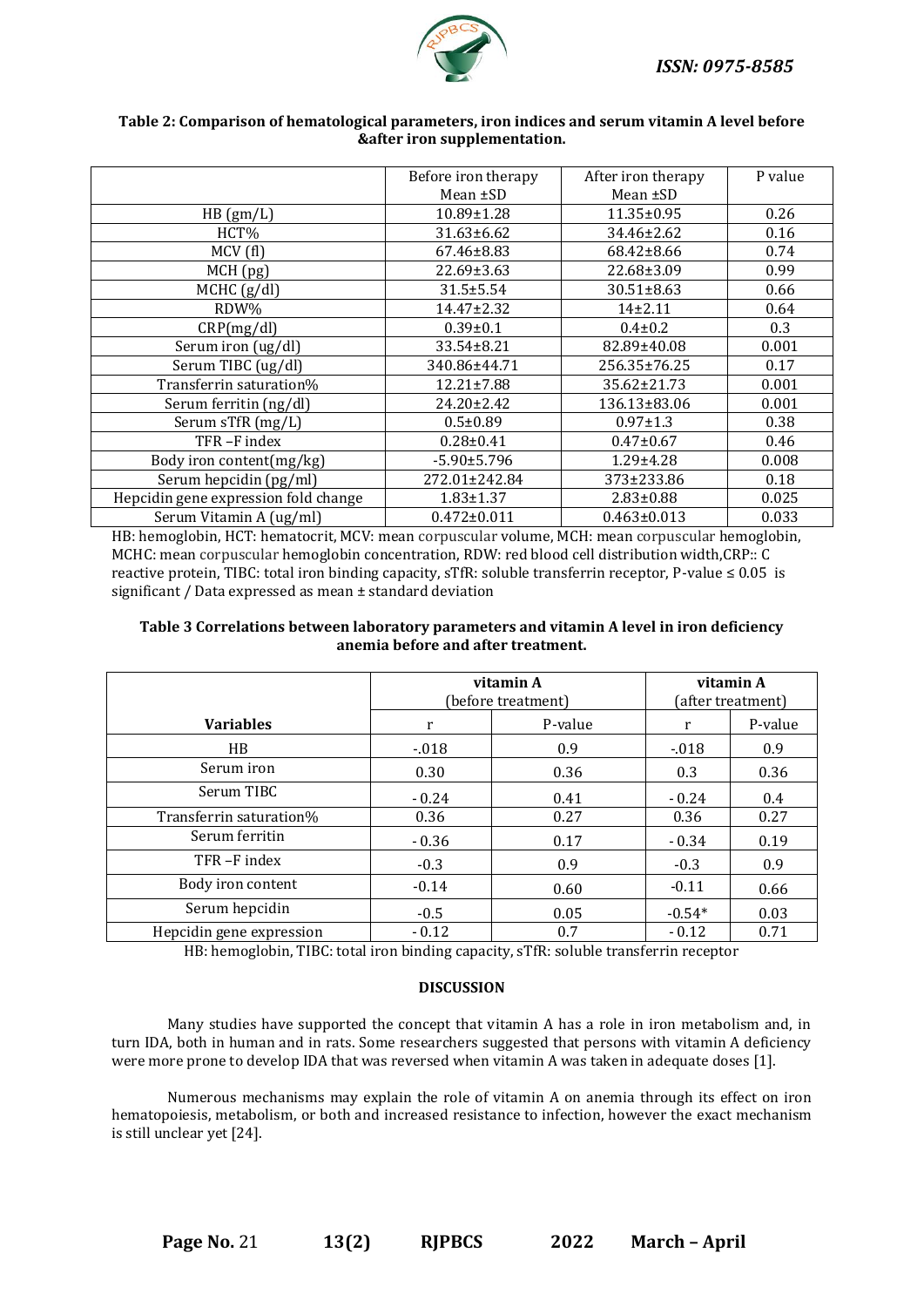**Table 2: Comparison of hematological parameters, iron indices and serum vitamin A level before &after iron supplementation.**

| | Before iron therapy Mean ±SD | After iron therapy Mean ±SD | P value |
|---|---|---|---|
| HB (gm/L) | 10.89±1.28 | 11.35±0.95 | 0.26 |
| HCT% | 31.63±6.62 | 34.46±2.62 | 0.16 |
| MCV (fl) | 67.46±8.83 | 68.42±8.66 | 0.74 |
| MCH (pg) | 22.69±3.63 | 22.68±3.09 | 0.99 |
| MCHC (g/dl) | 31.5±5.54 | 30.51±8.63 | 0.66 |
| RDW% | 14.47±2.32 | 14±2.11 | 0.64 |
| CRP(mg/dl) | 0.39±0.1 | 0.4±0.2 | 0.3 |
| Serum iron (ug/dl) | 33.54±8.21 | 82.89±40.08 | 0.001 |
| Serum TIBC (ug/dl) | 340.86±44.71 | 256.35±76.25 | 0.17 |
| Transferrin saturation% | 12.21±7.88 | 35.62±21.73 | 0.001 |
| Serum ferritin (ng/dl) | 24.20±2.42 | 136.13±83.06 | 0.001 |
| Serum sTfR (mg/L) | 0.5±0.89 | 0.97±1.3 | 0.38 |
| TFR –F index | 0.28±0.41 | 0.47±0.67 | 0.46 |
| Body iron content(mg/kg) | -5.90±5.796 | 1.29±4.28 | 0.008 |
| Serum hepcidin (pg/ml) | 272.01±242.84 | 373±233.86 | 0.18 |
| Hepcidin gene expression fold change | 1.83±1.37 | 2.83±0.88 | 0.025 |
| Serum Vitamin A (ug/ml) | 0.472±0.011 | 0.463±0.013 | 0.033 |

HB: hemoglobin, HCT: hematocrit, MCV: mean corpuscular volume, MCH: mean corpuscular hemoglobin, MCHC: mean corpuscular hemoglobin concentration, RDW: red blood cell distribution width,CRP:: C reactive protein, TIBC: total iron binding capacity, sTfR: soluble transferrin receptor, P-value ≤ 0.05 is significant / Data expressed as mean ± standard deviation

**Table 3 Correlations between laboratory parameters and vitamin A level in iron deficiency anemia before and after treatment.**

| | vitamin A (before treatment) | | vitamin A (after treatment) | |
|---|---|---|---|---|
| **Variables** | r | P-value | r | P-value |
| HB | -.018 | 0.9 | -.018 | 0.9 |
| Serum iron | 0.30 | 0.36 | 0.3 | 0.36 |
| Serum TIBC | - 0.24 | 0.41 | - 0.24 | 0.4 |
| Transferrin saturation% | 0.36 | 0.27 | 0.36 | 0.27 |
| Serum ferritin | - 0.36 | 0.17 | - 0.34 | 0.19 |
| TFR –F index | -0.3 | 0.9 | -0.3 | 0.9 |
| Body iron content | -0.14 | 0.60 | -0.11 | 0.66 |
| Serum hepcidin | -0.5 | 0.05 | -0.54* | 0.03 |
| Hepcidin gene expression | - 0.12 | 0.7 | - 0.12 | 0.71 |

HB: hemoglobin, TIBC: total iron binding capacity, sTfR: soluble transferrin receptor

## DISCUSSION

Many studies have supported the concept that vitamin A has a role in iron metabolism and, in turn IDA, both in human and in rats. Some researchers suggested that persons with vitamin A deficiency were more prone to develop IDA that was reversed when vitamin A was taken in adequate doses [1].

Numerous mechanisms may explain the role of vitamin A on anemia through its effect on iron hematopoiesis, metabolism, or both and increased resistance to infection, however the exact mechanism is still unclear yet [24].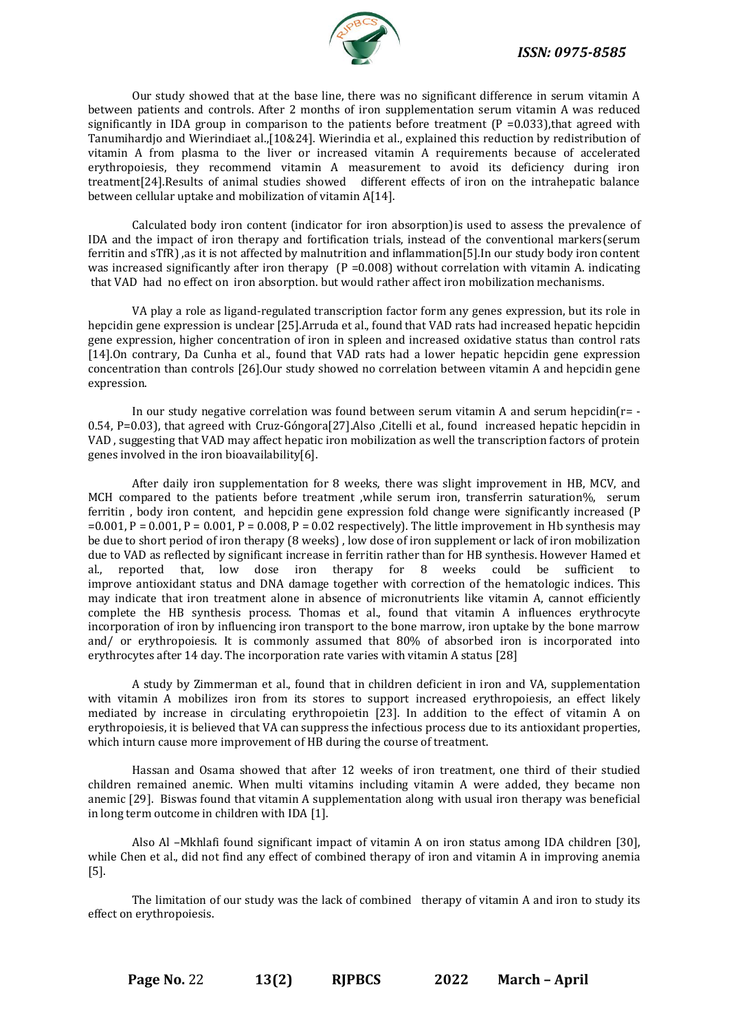Our study showed that at the base line, there was no significant difference in serum vitamin A between patients and controls. After 2 months of iron supplementation serum vitamin A was reduced significantly in IDA group in comparison to the patients before treatment ($P = 0.033$),that agreed with Tanumihardjo and Wierindiaet al.,[10&24]. Wierindia et al., explained this reduction by redistribution of vitamin A from plasma to the liver or increased vitamin A requirements because of accelerated erythropoiesis, they recommend vitamin A measurement to avoid its deficiency during iron treatment[24].Results of animal studies showed different effects of iron on the intrahepatic balance between cellular uptake and mobilization of vitamin A[14].

Calculated body iron content (indicator for iron absorption)is used to assess the prevalence of IDA and the impact of iron therapy and fortification trials, instead of the conventional markers(serum ferritin and sTfR) ,as it is not affected by malnutrition and inflammation[5].In our study body iron content was increased significantly after iron therapy ($P = 0.008$) without correlation with vitamin A. indicating that VAD had no effect on iron absorption. but would rather affect iron mobilization mechanisms.

VA play a role as ligand-regulated transcription factor form any genes expression, but its role in hepcidin gene expression is unclear [25].Arruda et al., found that VAD rats had increased hepatic hepcidin gene expression, higher concentration of iron in spleen and increased oxidative status than control rats [14].On contrary, Da Cunha et al., found that VAD rats had a lower hepatic hepcidin gene expression concentration than controls [26].Our study showed no correlation between vitamin A and hepcidin gene expression.

In our study negative correlation was found between serum vitamin A and serum hepcidin($r = -0.54$, $P=0.03$), that agreed with Cruz-Góngora[27].Also ,Citelli et al., found increased hepatic hepcidin in VAD , suggesting that VAD may affect hepatic iron mobilization as well the transcription factors of protein genes involved in the iron bioavailability[6].

After daily iron supplementation for 8 weeks, there was slight improvement in HB, MCV, and MCH compared to the patients before treatment ,while serum iron, transferrin saturation%, serum ferritin , body iron content, and hepcidin gene expression fold change were significantly increased ($P = 0.001$, $P = 0.001$, $P = 0.001$, $P = 0.008$, $P = 0.02$ respectively). The little improvement in Hb synthesis may be due to short period of iron therapy (8 weeks) , low dose of iron supplement or lack of iron mobilization due to VAD as reflected by significant increase in ferritin rather than for HB synthesis. However Hamed et al., reported that, low dose iron therapy for 8 weeks could be sufficient to improve antioxidant status and DNA damage together with correction of the hematologic indices. This may indicate that iron treatment alone in absence of micronutrients like vitamin A, cannot efficiently complete the HB synthesis process. Thomas et al., found that vitamin A influences erythrocyte incorporation of iron by influencing iron transport to the bone marrow, iron uptake by the bone marrow and/ or erythropoiesis. It is commonly assumed that 80% of absorbed iron is incorporated into erythrocytes after 14 day. The incorporation rate varies with vitamin A status [28]

A study by Zimmerman et al., found that in children deficient in iron and VA, supplementation with vitamin A mobilizes iron from its stores to support increased erythropoiesis, an effect likely mediated by increase in circulating erythropoietin [23]. In addition to the effect of vitamin A on erythropoiesis, it is believed that VA can suppress the infectious process due to its antioxidant properties, which inturn cause more improvement of HB during the course of treatment.

Hassan and Osama showed that after 12 weeks of iron treatment, one third of their studied children remained anemic. When multi vitamins including vitamin A were added, they became non anemic [29]. Biswas found that vitamin A supplementation along with usual iron therapy was beneficial in long term outcome in children with IDA [1].

Also Al –Mkhlafi found significant impact of vitamin A on iron status among IDA children [30], while Chen et al., did not find any effect of combined therapy of iron and vitamin A in improving anemia [5].

The limitation of our study was the lack of combined therapy of vitamin A and iron to study its effect on erythropoiesis.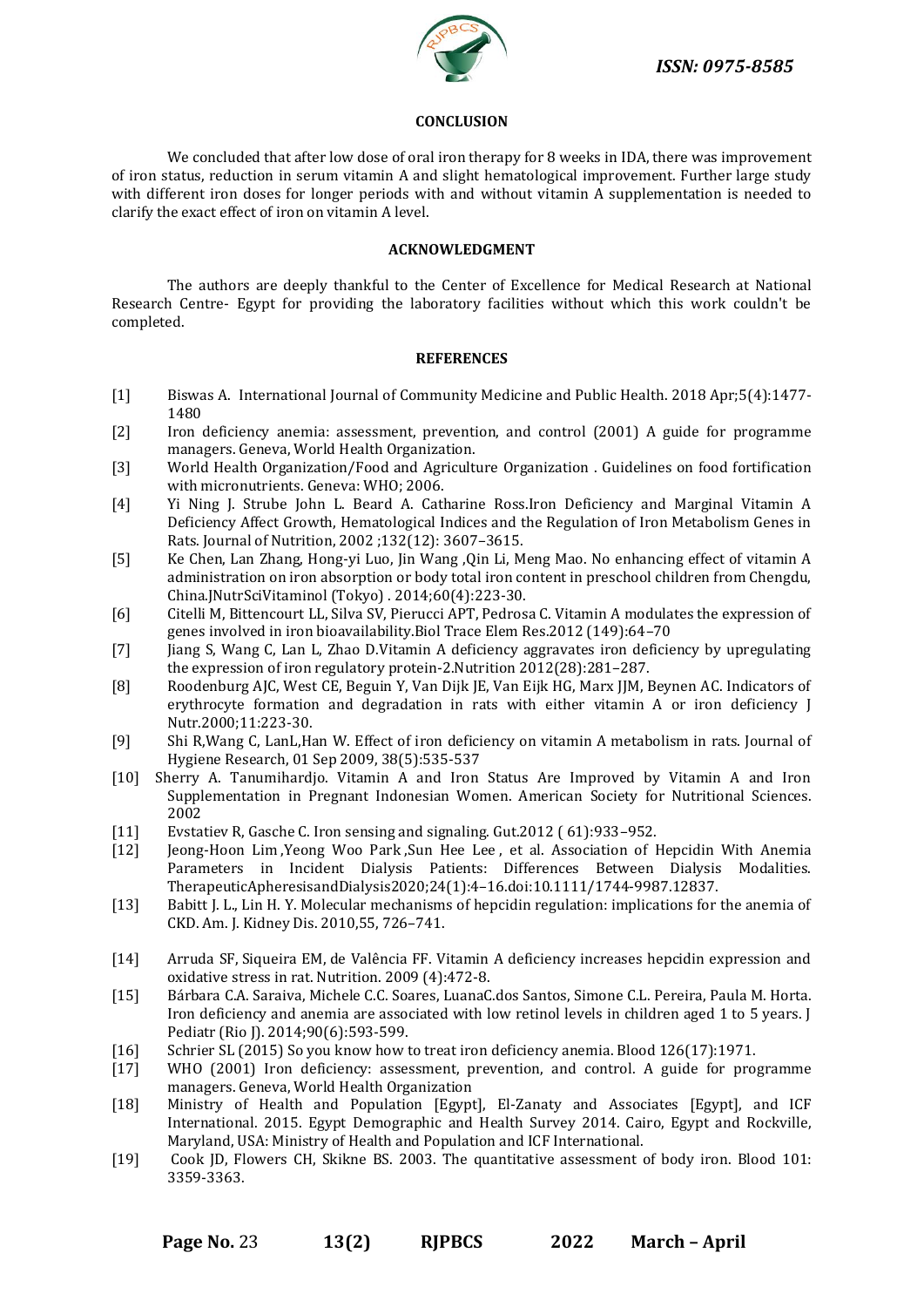## CONCLUSION

We concluded that after low dose of oral iron therapy for 8 weeks in IDA, there was improvement of iron status, reduction in serum vitamin A and slight hematological improvement. Further large study with different iron doses for longer periods with and without vitamin A supplementation is needed to clarify the exact effect of iron on vitamin A level.

## ACKNOWLEDGMENT

The authors are deeply thankful to the Center of Excellence for Medical Research at National Research Centre- Egypt for providing the laboratory facilities without which this work couldn't be completed.

## REFERENCES

[1] Biswas A. International Journal of Community Medicine and Public Health. 2018 Apr;5(4):1477-1480

[2] Iron deficiency anemia: assessment, prevention, and control (2001) A guide for programme managers. Geneva, World Health Organization.

[3] World Health Organization/Food and Agriculture Organization . Guidelines on food fortification with micronutrients. Geneva: WHO; 2006.

[4] Yi Ning J. Strube John L. Beard A. Catharine Ross.Iron Deficiency and Marginal Vitamin A Deficiency Affect Growth, Hematological Indices and the Regulation of Iron Metabolism Genes in Rats. Journal of Nutrition, 2002 ;132(12): 3607–3615.

[5] Ke Chen, Lan Zhang, Hong-yi Luo, Jin Wang ,Qin Li, Meng Mao. No enhancing effect of vitamin A administration on iron absorption or body total iron content in preschool children from Chengdu, China.JNutrSciVitaminol (Tokyo) . 2014;60(4):223-30.

[6] Citelli M, Bittencourt LL, Silva SV, Pierucci APT, Pedrosa C. Vitamin A modulates the expression of genes involved in iron bioavailability.Biol Trace Elem Res.2012 (149):64–70

[7] Jiang S, Wang C, Lan L, Zhao D.Vitamin A deficiency aggravates iron deficiency by upregulating the expression of iron regulatory protein-2.Nutrition 2012(28):281–287.

[8] Roodenburg AJC, West CE, Beguin Y, Van Dijk JE, Van Eijk HG, Marx JJM, Beynen AC. Indicators of erythrocyte formation and degradation in rats with either vitamin A or iron deficiency J Nutr.2000;11:223-30.

[9] Shi R,Wang C, LanL,Han W. Effect of iron deficiency on vitamin A metabolism in rats. Journal of Hygiene Research, 01 Sep 2009, 38(5):535-537

[10] Sherry A. Tanumihardjo. Vitamin A and Iron Status Are Improved by Vitamin A and Iron Supplementation in Pregnant Indonesian Women. American Society for Nutritional Sciences. 2002

[11] Evstatiev R, Gasche C. Iron sensing and signaling. Gut.2012 ( 61):933–952.

[12] Jeong-Hoon Lim ,Yeong Woo Park ,Sun Hee Lee , et al. Association of Hepcidin With Anemia Parameters in Incident Dialysis Patients: Differences Between Dialysis Modalities. TherapeuticApheresisandDialysis2020;24(1):4–16.doi:10.1111/1744-9987.12837.

[13] Babitt J. L., Lin H. Y. Molecular mechanisms of hepcidin regulation: implications for the anemia of CKD. Am. J. Kidney Dis. 2010,55, 726–741.

[14] Arruda SF, Siqueira EM, de Valência FF. Vitamin A deficiency increases hepcidin expression and oxidative stress in rat. Nutrition. 2009 (4):472-8.

[15] Bárbara C.A. Saraiva, Michele C.C. Soares, LuanaC.dos Santos, Simone C.L. Pereira, Paula M. Horta. Iron deficiency and anemia are associated with low retinol levels in children aged 1 to 5 years. J Pediatr (Rio J). 2014;90(6):593-599.

[16] Schrier SL (2015) So you know how to treat iron deficiency anemia. Blood 126(17):1971.

[17] WHO (2001) Iron deficiency: assessment, prevention, and control. A guide for programme managers. Geneva, World Health Organization

[18] Ministry of Health and Population [Egypt], El-Zanaty and Associates [Egypt], and ICF International. 2015. Egypt Demographic and Health Survey 2014. Cairo, Egypt and Rockville, Maryland, USA: Ministry of Health and Population and ICF International.

[19] Cook JD, Flowers CH, Skikne BS. 2003. The quantitative assessment of body iron. Blood 101: 3359-3363.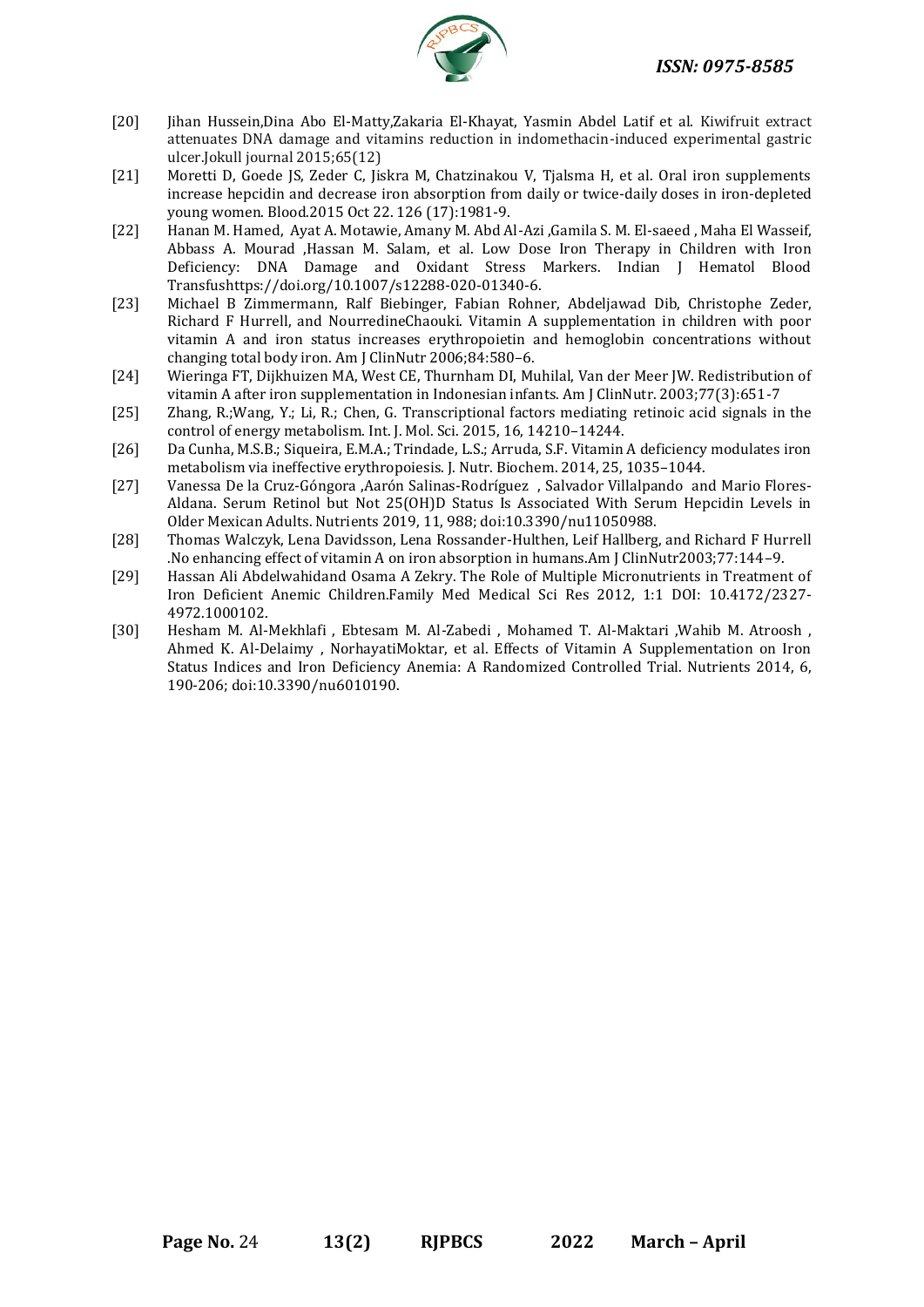[20] Jihan Hussein,Dina Abo El-Matty,Zakaria El-Khayat, Yasmin Abdel Latif et al. Kiwifruit extract attenuates DNA damage and vitamins reduction in indomethacin-induced experimental gastric ulcer.Jokull journal 2015;65(12)

[21] Moretti D, Goede JS, Zeder C, Jiskra M, Chatzinakou V, Tjalsma H, et al. Oral iron supplements increase hepcidin and decrease iron absorption from daily or twice-daily doses in iron-depleted young women. Blood.2015 Oct 22. 126 (17):1981-9.

[22] Hanan M. Hamed, Ayat A. Motawie, Amany M. Abd Al-Azi ,Gamila S. M. El-saeed , Maha El Wasseif, Abbass A. Mourad ,Hassan M. Salam, et al. Low Dose Iron Therapy in Children with Iron Deficiency: DNA Damage and Oxidant Stress Markers. Indian J Hematol Blood Transfushttps://doi.org/10.1007/s12288-020-01340-6.

[23] Michael B Zimmermann, Ralf Biebinger, Fabian Rohner, Abdeljawad Dib, Christophe Zeder, Richard F Hurrell, and NourredineChaouki. Vitamin A supplementation in children with poor vitamin A and iron status increases erythropoietin and hemoglobin concentrations without changing total body iron. Am J ClinNutr 2006;84:580–6.

[24] Wieringa FT, Dijkhuizen MA, West CE, Thurnham DI, Muhilal, Van der Meer JW. Redistribution of vitamin A after iron supplementation in Indonesian infants. Am J ClinNutr. 2003;77(3):651-7

[25] Zhang, R.;Wang, Y.; Li, R.; Chen, G. Transcriptional factors mediating retinoic acid signals in the control of energy metabolism. Int. J. Mol. Sci. 2015, 16, 14210–14244.

[26] Da Cunha, M.S.B.; Siqueira, E.M.A.; Trindade, L.S.; Arruda, S.F. Vitamin A deficiency modulates iron metabolism via ineffective erythropoiesis. J. Nutr. Biochem. 2014, 25, 1035–1044.

[27] Vanessa De la Cruz-Góngora ,Aarón Salinas-Rodríguez , Salvador Villalpando and Mario Flores-Aldana. Serum Retinol but Not 25(OH)D Status Is Associated With Serum Hepcidin Levels in Older Mexican Adults. Nutrients 2019, 11, 988; doi:10.3390/nu11050988.

[28] Thomas Walczyk, Lena Davidsson, Lena Rossander-Hulthen, Leif Hallberg, and Richard F Hurrell .No enhancing effect of vitamin A on iron absorption in humans.Am J ClinNutr2003;77:144–9.

[29] Hassan Ali Abdelwahidand Osama A Zekry. The Role of Multiple Micronutrients in Treatment of Iron Deficient Anemic Children.Family Med Medical Sci Res 2012, 1:1 DOI: 10.4172/2327-4972.1000102.

[30] Hesham M. Al-Mekhlafi , Ebtesam M. Al-Zabedi , Mohamed T. Al-Maktari ,Wahib M. Atroosh , Ahmed K. Al-Delaimy , NorhayatiMoktar, et al. Effects of Vitamin A Supplementation on Iron Status Indices and Iron Deficiency Anemia: A Randomized Controlled Trial. Nutrients 2014, 6, 190-206; doi:10.3390/nu6010190.